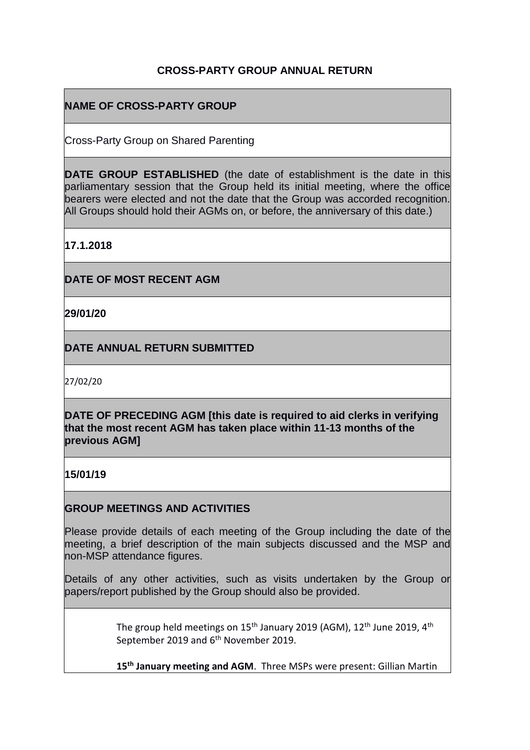# CROSS-PARTY GROUP ANNUAL RETURN

## NAME OF CROSS-PARTY GROUP

Cross-Party Group on Shared Parenting

**DATE GROUP ESTABLISHED** (the date of establishment is the date in this parliamentary session that the Group held its initial meeting, where the office bearers were elected and not the date that the Group was accorded recognition. All Groups should hold their AGMs on, or before, the anniversary of this date.)

**17.1.2018**

## DATE OF MOST RECENT AGM

**29/01/20**

## DATE ANNUAL RETURN SUBMITTED

27/02/20

## DATE OF PRECEDING AGM [this date is required to aid clerks in verifying that the most recent AGM has taken place within 11-13 months of the previous AGM]

**15/01/19**

## GROUP MEETINGS AND ACTIVITIES

Please provide details of each meeting of the Group including the date of the meeting, a brief description of the main subjects discussed and the MSP and non-MSP attendance figures.

Details of any other activities, such as visits undertaken by the Group or papers/report published by the Group should also be provided.

The group held meetings on 15th January 2019 (AGM), 12th June 2019, 4th September 2019 and 6th November 2019.

**15th January meeting and AGM**. Three MSPs were present: Gillian Martin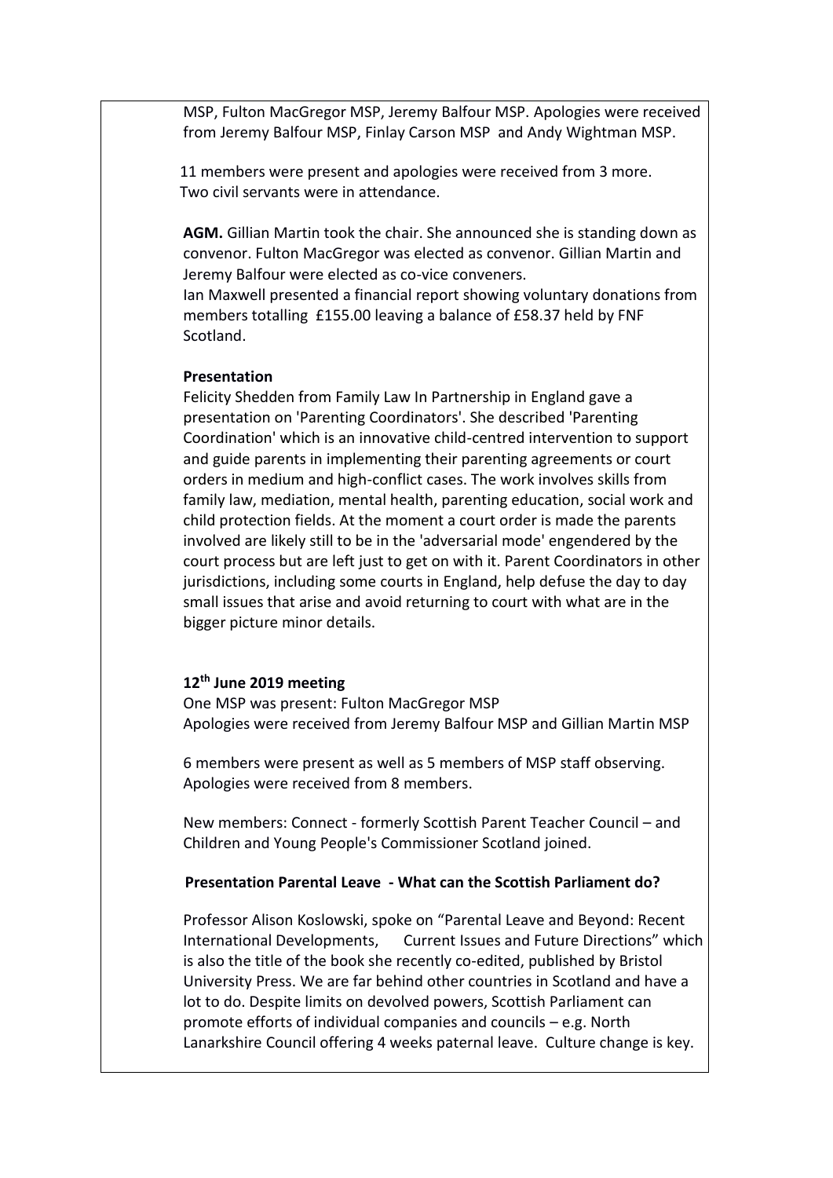MSP, Fulton MacGregor MSP, Jeremy Balfour MSP. Apologies were received from Jeremy Balfour MSP, Finlay Carson MSP and Andy Wightman MSP.

11 members were present and apologies were received from 3 more. Two civil servants were in attendance.

**AGM.** Gillian Martin took the chair. She announced she is standing down as convenor. Fulton MacGregor was elected as convenor. Gillian Martin and Jeremy Balfour were elected as co-vice conveners.
Ian Maxwell presented a financial report showing voluntary donations from members totalling £155.00 leaving a balance of £58.37 held by FNF Scotland.

**Presentation**
Felicity Shedden from Family Law In Partnership in England gave a presentation on 'Parenting Coordinators'. She described 'Parenting Coordination' which is an innovative child-centred intervention to support and guide parents in implementing their parenting agreements or court orders in medium and high-conflict cases. The work involves skills from family law, mediation, mental health, parenting education, social work and child protection fields. At the moment a court order is made the parents involved are likely still to be in the 'adversarial mode' engendered by the court process but are left just to get on with it. Parent Coordinators in other jurisdictions, including some courts in England, help defuse the day to day small issues that arise and avoid returning to court with what are in the bigger picture minor details.

**12th June 2019 meeting**
One MSP was present: Fulton MacGregor MSP
Apologies were received from Jeremy Balfour MSP and Gillian Martin MSP

6 members were present as well as 5 members of MSP staff observing. Apologies were received from 8 members.

New members: Connect - formerly Scottish Parent Teacher Council – and Children and Young People's Commissioner Scotland joined.

**Presentation Parental Leave - What can the Scottish Parliament do?**

Professor Alison Koslowski, spoke on "Parental Leave and Beyond: Recent International Developments, Current Issues and Future Directions" which is also the title of the book she recently co-edited, published by Bristol University Press. We are far behind other countries in Scotland and have a lot to do. Despite limits on devolved powers, Scottish Parliament can promote efforts of individual companies and councils – e.g. North Lanarkshire Council offering 4 weeks paternal leave. Culture change is key.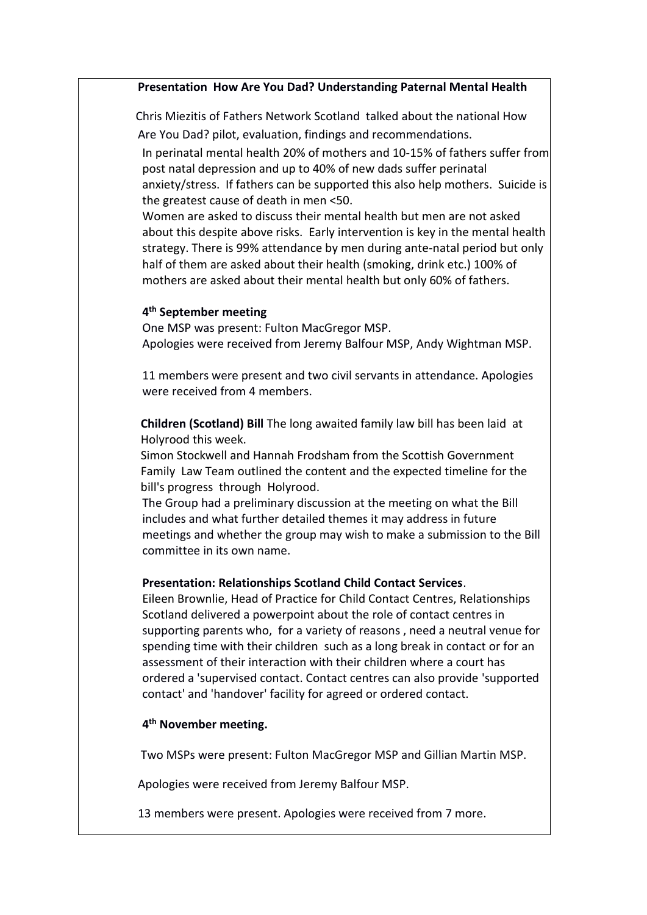**Presentation How Are You Dad? Understanding Paternal Mental Health**

Chris Miezitis of Fathers Network Scotland talked about the national How Are You Dad? pilot, evaluation, findings and recommendations.

In perinatal mental health 20% of mothers and 10-15% of fathers suffer from post natal depression and up to 40% of new dads suffer perinatal anxiety/stress. If fathers can be supported this also help mothers. Suicide is the greatest cause of death in men <50.

Women are asked to discuss their mental health but men are not asked about this despite above risks. Early intervention is key in the mental health strategy. There is 99% attendance by men during ante-natal period but only half of them are asked about their health (smoking, drink etc.) 100% of mothers are asked about their mental health but only 60% of fathers.

**4th September meeting**

One MSP was present: Fulton MacGregor MSP.
Apologies were received from Jeremy Balfour MSP, Andy Wightman MSP.

11 members were present and two civil servants in attendance. Apologies were received from 4 members.

**Children (Scotland) Bill** The long awaited family law bill has been laid at Holyrood this week.

Simon Stockwell and Hannah Frodsham from the Scottish Government Family Law Team outlined the content and the expected timeline for the bill's progress through Holyrood.

The Group had a preliminary discussion at the meeting on what the Bill includes and what further detailed themes it may address in future meetings and whether the group may wish to make a submission to the Bill committee in its own name.

**Presentation: Relationships Scotland Child Contact Services**.

Eileen Brownlie, Head of Practice for Child Contact Centres, Relationships Scotland delivered a powerpoint about the role of contact centres in supporting parents who, for a variety of reasons , need a neutral venue for spending time with their children such as a long break in contact or for an assessment of their interaction with their children where a court has ordered a 'supervised contact. Contact centres can also provide 'supported contact' and 'handover' facility for agreed or ordered contact.

**4th November meeting.**

Two MSPs were present: Fulton MacGregor MSP and Gillian Martin MSP.

Apologies were received from Jeremy Balfour MSP.

13 members were present. Apologies were received from 7 more.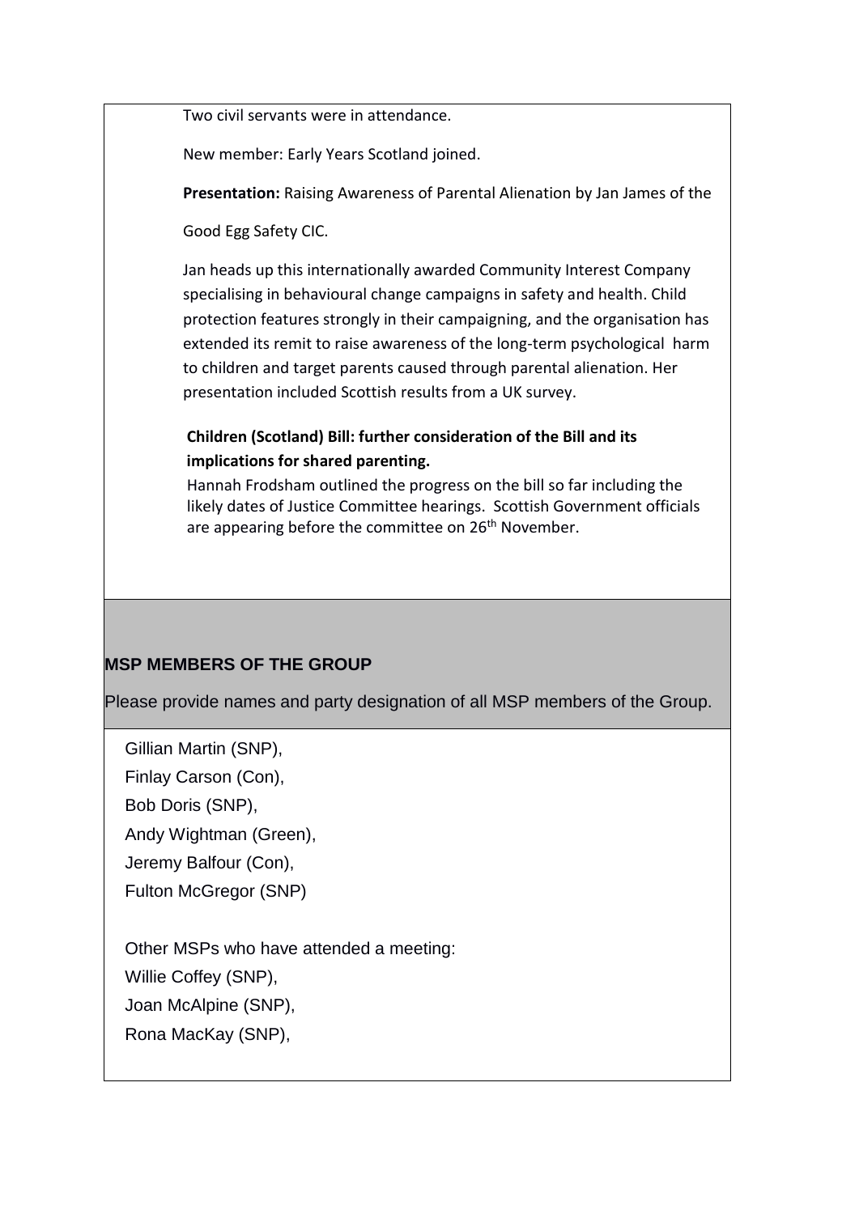Two civil servants were in attendance.

New member: Early Years Scotland joined.

**Presentation:** Raising Awareness of Parental Alienation by Jan James of the Good Egg Safety CIC.

Jan heads up this internationally awarded Community Interest Company specialising in behavioural change campaigns in safety and health. Child protection features strongly in their campaigning, and the organisation has extended its remit to raise awareness of the long-term psychological harm to children and target parents caused through parental alienation. Her presentation included Scottish results from a UK survey.

**Children (Scotland) Bill: further consideration of the Bill and its implications for shared parenting.**

Hannah Frodsham outlined the progress on the bill so far including the likely dates of Justice Committee hearings. Scottish Government officials are appearing before the committee on 26th November.

## MSP MEMBERS OF THE GROUP

Please provide names and party designation of all MSP members of the Group.

Gillian Martin (SNP),
Finlay Carson (Con),
Bob Doris (SNP),
Andy Wightman (Green),
Jeremy Balfour (Con),
Fulton McGregor (SNP)

Other MSPs who have attended a meeting:
Willie Coffey (SNP),
Joan McAlpine (SNP),
Rona MacKay (SNP),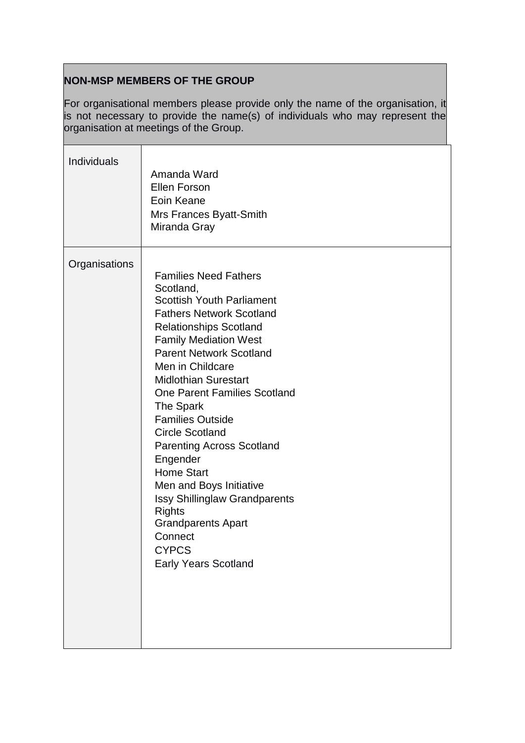**NON-MSP MEMBERS OF THE GROUP**

For organisational members please provide only the name of the organisation, it is not necessary to provide the name(s) of individuals who may represent the organisation at meetings of the Group.

| | |
|---|---|
| Individuals | Amanda Ward<br>Ellen Forson<br>Eoin Keane<br>Mrs Frances Byatt-Smith<br>Miranda Gray |
| Organisations | Families Need Fathers Scotland,<br>Scottish Youth Parliament<br>Fathers Network Scotland<br>Relationships Scotland<br>Family Mediation West<br>Parent Network Scotland<br>Men in Childcare<br>Midlothian Surestart<br>One Parent Families Scotland<br>The Spark<br>Families Outside<br>Circle Scotland<br>Parenting Across Scotland<br>Engender<br>Home Start<br>Men and Boys Initiative<br>Issy Shillinglaw Grandparents Rights<br>Grandparents Apart<br>Connect<br>CYPCS<br>Early Years Scotland |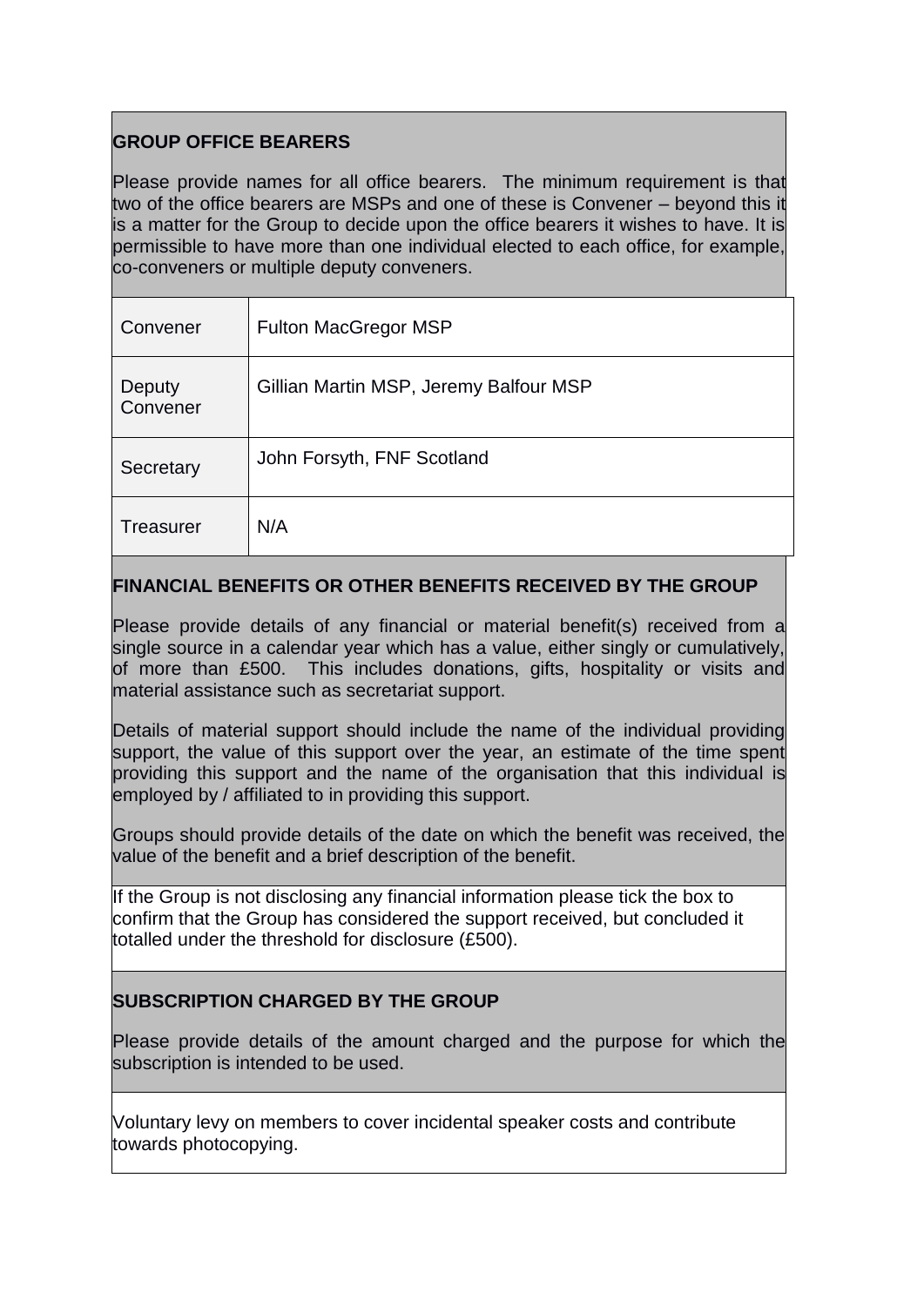## GROUP OFFICE BEARERS

Please provide names for all office bearers. The minimum requirement is that two of the office bearers are MSPs and one of these is Convener – beyond this it is a matter for the Group to decide upon the office bearers it wishes to have. It is permissible to have more than one individual elected to each office, for example, co-conveners or multiple deputy conveners.

| | |
|---|---|
| Convener | Fulton MacGregor MSP |
| Deputy Convener | Gillian Martin MSP, Jeremy Balfour MSP |
| Secretary | John Forsyth, FNF Scotland |
| Treasurer | N/A |

## FINANCIAL BENEFITS OR OTHER BENEFITS RECEIVED BY THE GROUP

Please provide details of any financial or material benefit(s) received from a single source in a calendar year which has a value, either singly or cumulatively, of more than £500. This includes donations, gifts, hospitality or visits and material assistance such as secretariat support.

Details of material support should include the name of the individual providing support, the value of this support over the year, an estimate of the time spent providing this support and the name of the organisation that this individual is employed by / affiliated to in providing this support.

Groups should provide details of the date on which the benefit was received, the value of the benefit and a brief description of the benefit.

If the Group is not disclosing any financial information please tick the box to confirm that the Group has considered the support received, but concluded it totalled under the threshold for disclosure (£500).

## SUBSCRIPTION CHARGED BY THE GROUP

Please provide details of the amount charged and the purpose for which the subscription is intended to be used.

Voluntary levy on members to cover incidental speaker costs and contribute towards photocopying.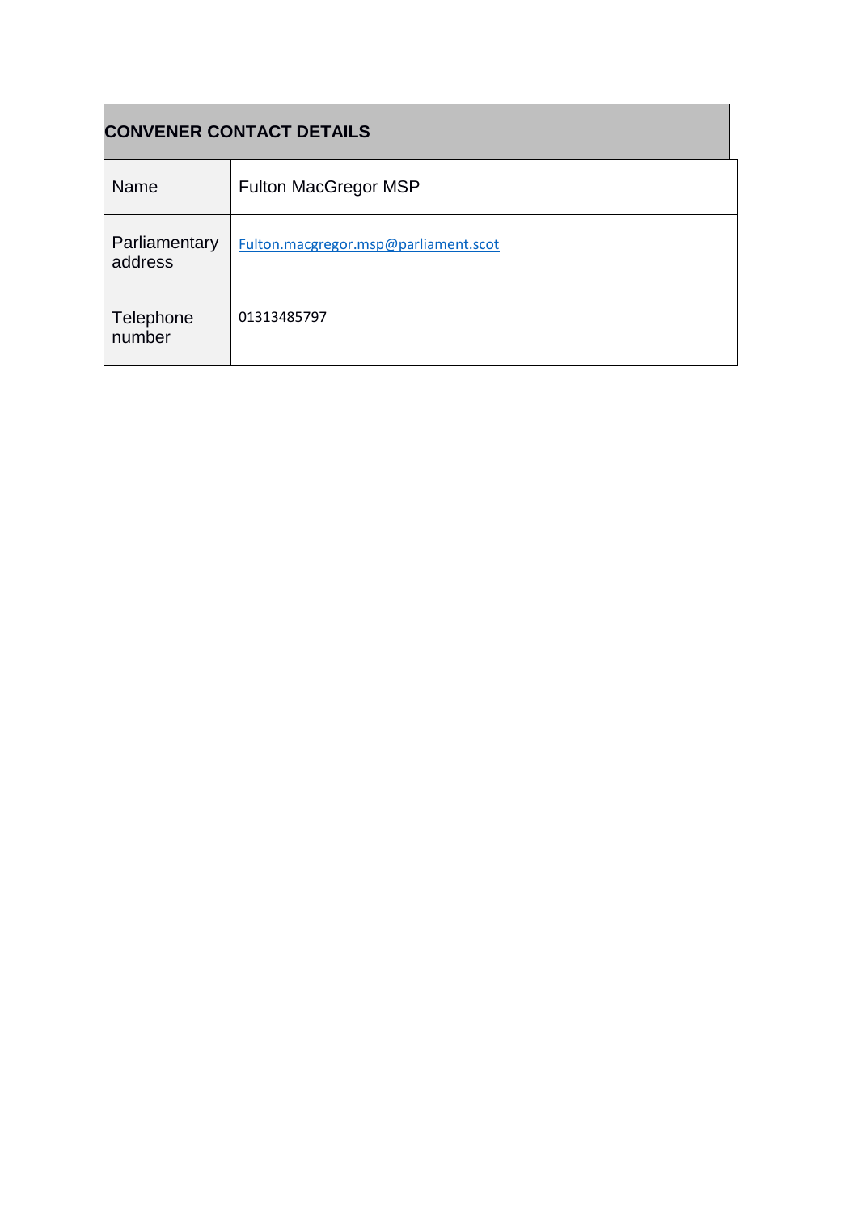| CONVENER CONTACT DETAILS | |
|---|---|
| Name | Fulton MacGregor MSP |
| Parliamentary address | Fulton.macgregor.msp@parliament.scot |
| Telephone number | 01313485797 |